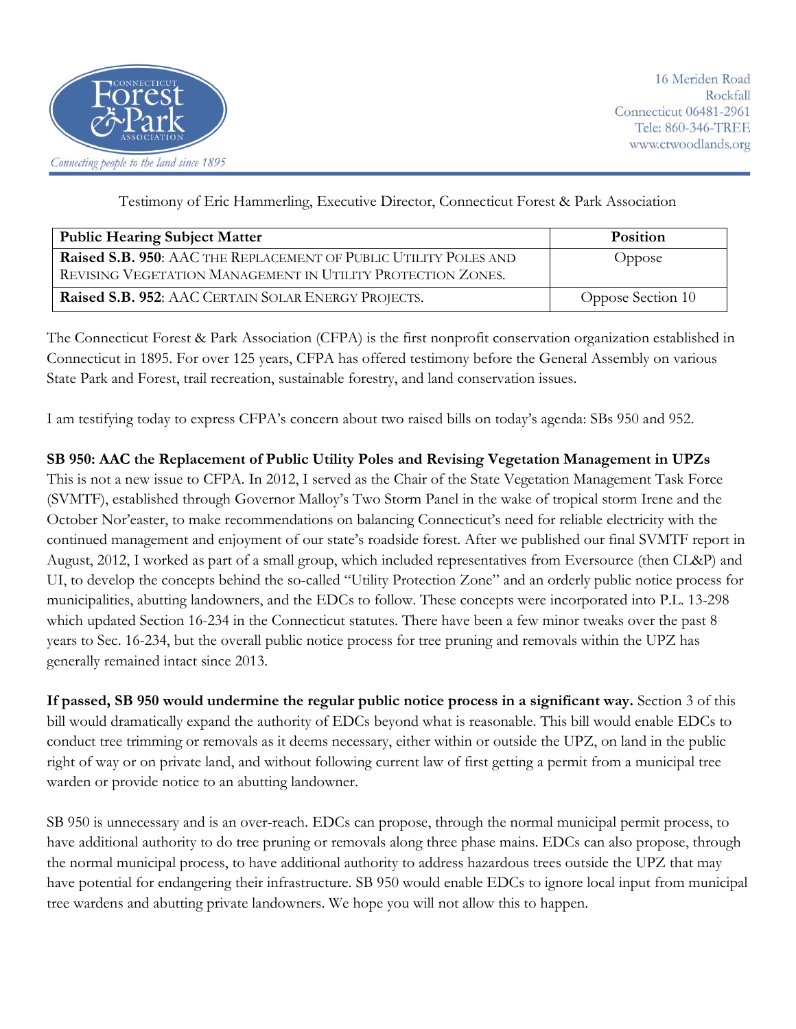Connecticut Forest & Park Association

*Connecting people to the land since 1895*

16 Meriden Road
Rockfall
Connecticut 06481-2961
Tele: 860-346-TREE
www.ctwoodlands.org

Testimony of Eric Hammerling, Executive Director, Connecticut Forest & Park Association

| Public Hearing Subject Matter | Position |
| --- | --- |
| **Raised S.B. 950**: AAC THE REPLACEMENT OF PUBLIC UTILITY POLES AND REVISING VEGETATION MANAGEMENT IN UTILITY PROTECTION ZONES. | Oppose |
| **Raised S.B. 952**: AAC CERTAIN SOLAR ENERGY PROJECTS. | Oppose Section 10 |

The Connecticut Forest & Park Association (CFPA) is the first nonprofit conservation organization established in Connecticut in 1895. For over 125 years, CFPA has offered testimony before the General Assembly on various State Park and Forest, trail recreation, sustainable forestry, and land conservation issues.

I am testifying today to express CFPA's concern about two raised bills on today's agenda: SBs 950 and 952.

**SB 950: AAC the Replacement of Public Utility Poles and Revising Vegetation Management in UPZs**
This is not a new issue to CFPA. In 2012, I served as the Chair of the State Vegetation Management Task Force (SVMTF), established through Governor Malloy's Two Storm Panel in the wake of tropical storm Irene and the October Nor'easter, to make recommendations on balancing Connecticut's need for reliable electricity with the continued management and enjoyment of our state's roadside forest. After we published our final SVMTF report in August, 2012, I worked as part of a small group, which included representatives from Eversource (then CL&P) and UI, to develop the concepts behind the so-called "Utility Protection Zone" and an orderly public notice process for municipalities, abutting landowners, and the EDCs to follow. These concepts were incorporated into P.L. 13-298 which updated Section 16-234 in the Connecticut statutes. There have been a few minor tweaks over the past 8 years to Sec. 16-234, but the overall public notice process for tree pruning and removals within the UPZ has generally remained intact since 2013.

**If passed, SB 950 would undermine the regular public notice process in a significant way.** Section 3 of this bill would dramatically expand the authority of EDCs beyond what is reasonable. This bill would enable EDCs to conduct tree trimming or removals as it deems necessary, either within or outside the UPZ, on land in the public right of way or on private land, and without following current law of first getting a permit from a municipal tree warden or provide notice to an abutting landowner.

SB 950 is unnecessary and is an over-reach. EDCs can propose, through the normal municipal permit process, to have additional authority to do tree pruning or removals along three phase mains. EDCs can also propose, through the normal municipal process, to have additional authority to address hazardous trees outside the UPZ that may have potential for endangering their infrastructure. SB 950 would enable EDCs to ignore local input from municipal tree wardens and abutting private landowners. We hope you will not allow this to happen.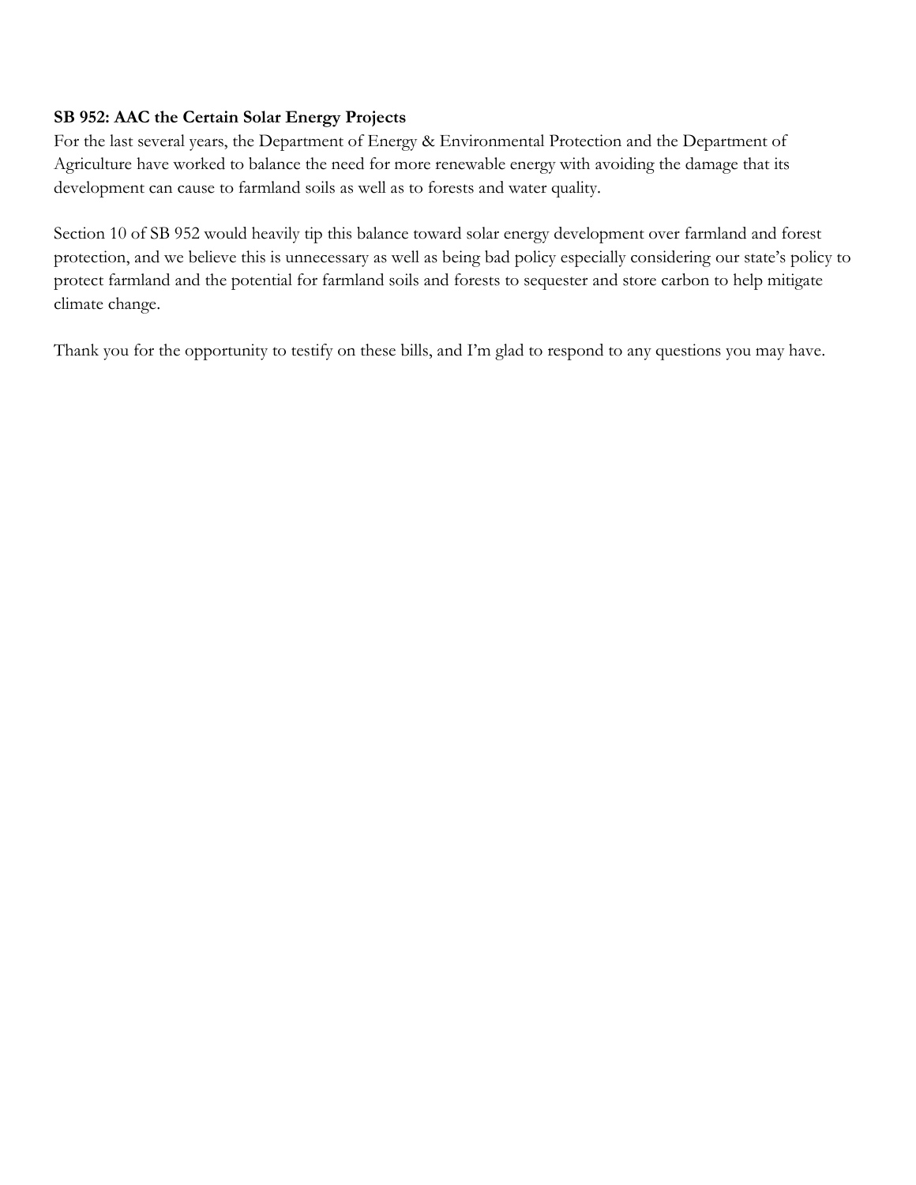**SB 952: AAC the Certain Solar Energy Projects**

For the last several years, the Department of Energy & Environmental Protection and the Department of Agriculture have worked to balance the need for more renewable energy with avoiding the damage that its development can cause to farmland soils as well as to forests and water quality.

Section 10 of SB 952 would heavily tip this balance toward solar energy development over farmland and forest protection, and we believe this is unnecessary as well as being bad policy especially considering our state's policy to protect farmland and the potential for farmland soils and forests to sequester and store carbon to help mitigate climate change.

Thank you for the opportunity to testify on these bills, and I'm glad to respond to any questions you may have.